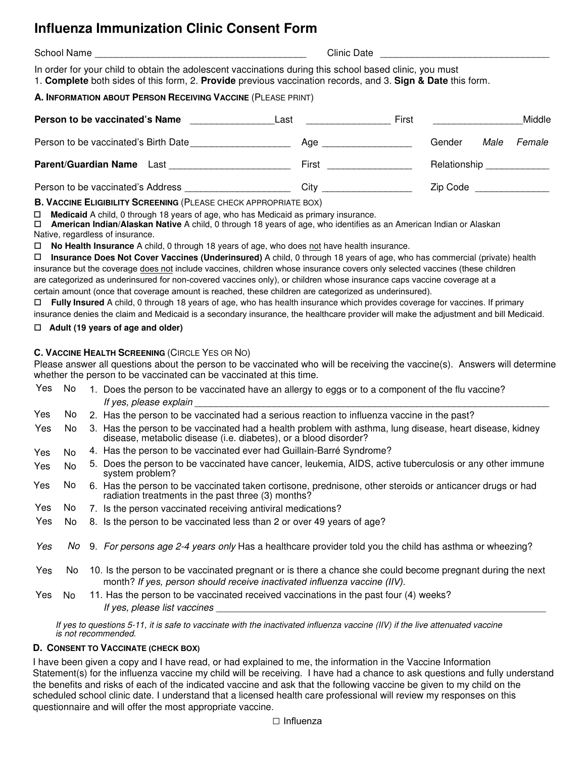# Influenza Immunization Clinic Consent Form

School Name ________________________________________ Clinic Date ________________________________

In order for your child to obtain the adolescent vaccinations during this school based clinic, you must
1. **Complete** both sides of this form, 2. **Provide** previous vaccination records, and 3. **Sign & Date** this form.

### A. Information about Person Receiving Vaccine (Please print)

**Person to be vaccinated's Name** ________________Last ________________ First ________________Middle

Person to be vaccinated's Birth Date___________________ Age _________________ Gender *Male* *Female*

**Parent/Guardian Name** Last ________________________ First ________________ Relationship ____________

Person to be vaccinated's Address ____________________ City _________________ Zip Code ______________

### B. Vaccine Eligibility Screening (Please check appropriate box)

- ☐ **Medicaid** A child, 0 through 18 years of age, who has Medicaid as primary insurance.
- ☐ **American Indian/Alaskan Native** A child, 0 through 18 years of age, who identifies as an American Indian or Alaskan Native, regardless of insurance.
- ☐ **No Health Insurance** A child, 0 through 18 years of age, who does not have health insurance.
- ☐ **Insurance Does Not Cover Vaccines (Underinsured)** A child, 0 through 18 years of age, who has commercial (private) health insurance but the coverage does not include vaccines, children whose insurance covers only selected vaccines (these children are categorized as underinsured for non-covered vaccines only), or children whose insurance caps vaccine coverage at a certain amount (once that coverage amount is reached, these children are categorized as underinsured).
- ☐ **Fully Insured** A child, 0 through 18 years of age, who has health insurance which provides coverage for vaccines. If primary insurance denies the claim and Medicaid is a secondary insurance, the healthcare provider will make the adjustment and bill Medicaid.
- ☐ **Adult (19 years of age and older)**

### C. Vaccine Health Screening (Circle Yes or No)

Please answer all questions about the person to be vaccinated who will be receiving the vaccine(s). Answers will determine whether the person to be vaccinated can be vaccinated at this time.

Yes No 1. Does the person to be vaccinated have an allergy to eggs or to a component of the flu vaccine?
*If yes, please explain* ________________________________________________________________________

Yes No 2. Has the person to be vaccinated had a serious reaction to influenza vaccine in the past?

Yes No 3. Has the person to be vaccinated had a health problem with asthma, lung disease, heart disease, kidney disease, metabolic disease (i.e. diabetes), or a blood disorder?

Yes No 4. Has the person to be vaccinated ever had Guillain-Barré Syndrome?

Yes No 5. Does the person to be vaccinated have cancer, leukemia, AIDS, active tuberculosis or any other immune system problem?

Yes No 6. Has the person to be vaccinated taken cortisone, prednisone, other steroids or anticancer drugs or had radiation treatments in the past three (3) months?

Yes No 7. Is the person vaccinated receiving antiviral medications?

Yes No 8. Is the person to be vaccinated less than 2 or over 49 years of age?

*Yes* *No* 9. *For persons age 2-4 years only* Has a healthcare provider told you the child has asthma or wheezing?

Yes No 10. Is the person to be vaccinated pregnant or is there a chance she could become pregnant during the next month? *If yes, person should receive inactivated influenza vaccine (IIV).*

Yes No 11. Has the person to be vaccinated received vaccinations in the past four (4) weeks?
*If yes, please list vaccines* ____________________________________________________________________

*If yes to questions 5-11, it is safe to vaccinate with the inactivated influenza vaccine (IIV) if the live attenuated vaccine is not recommended.*

### D. Consent to Vaccinate (check box)

I have been given a copy and I have read, or had explained to me, the information in the Vaccine Information Statement(s) for the influenza vaccine my child will be receiving. I have had a chance to ask questions and fully understand the benefits and risks of each of the indicated vaccine and ask that the following vaccine be given to my child on the scheduled school clinic date. I understand that a licensed health care professional will review my responses on this questionnaire and will offer the most appropriate vaccine.

☐ Influenza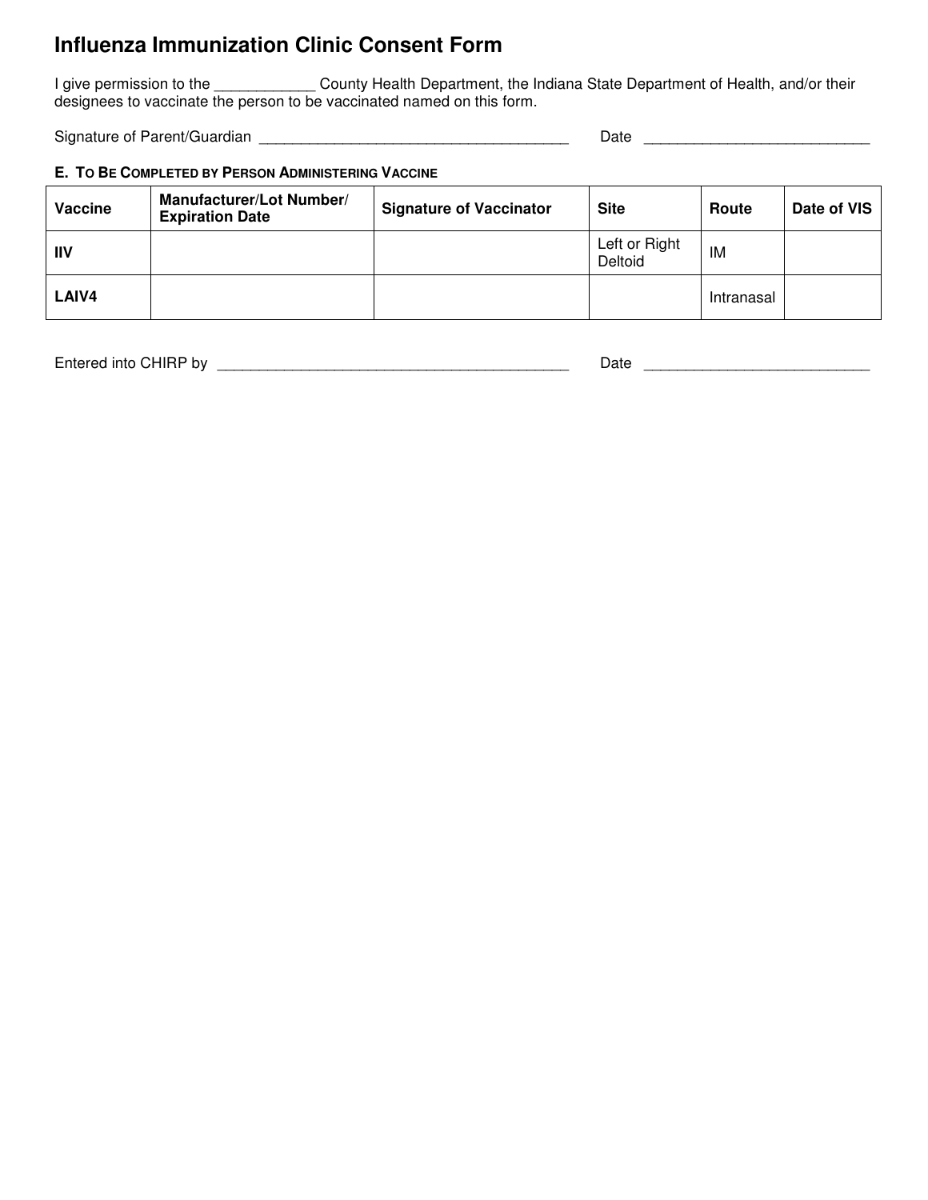## Influenza Immunization Clinic Consent Form

I give permission to the ____________ County Health Department, the Indiana State Department of Health, and/or their designees to vaccinate the person to be vaccinated named on this form.

Signature of Parent/Guardian ______________________________________ Date ___________________________

**E. To Be Completed by Person Administering Vaccine**

| Vaccine | Manufacturer/Lot Number/ Expiration Date | Signature of Vaccinator | Site | Route | Date of VIS |
|---|---|---|---|---|---|
| **IIV** | | | Left or Right Deltoid | IM | |
| **LAIV4** | | | | Intranasal | |

Entered into CHIRP by ___________________________________________ Date ___________________________